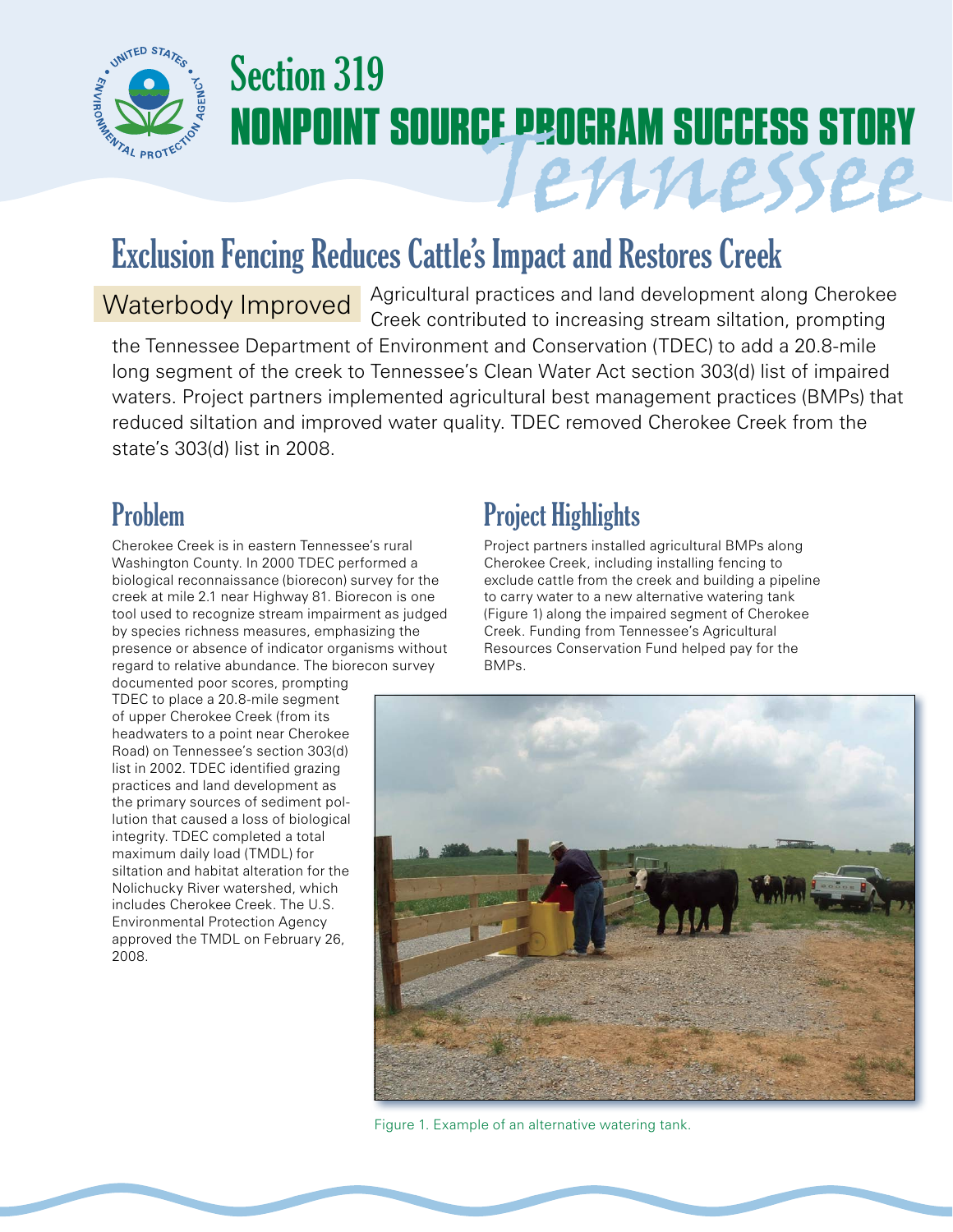# Section 319 NONPOINT SOURCE PROGRAM SUCCESS STORY

*Tennessee*

## Exclusion Fencing Reduces Cattle's Impact and Restores Creek

**Waterbody Improved** Agricultural practices and land development along Cherokee Creek contributed to increasing stream siltation, prompting the Tennessee Department of Environment and Conservation (TDEC) to add a 20.8-mile long segment of the creek to Tennessee's Clean Water Act section 303(d) list of impaired waters. Project partners implemented agricultural best management practices (BMPs) that reduced siltation and improved water quality. TDEC removed Cherokee Creek from the state's 303(d) list in 2008.

## Problem

Cherokee Creek is in eastern Tennessee's rural Washington County. In 2000 TDEC performed a biological reconnaissance (biorecon) survey for the creek at mile 2.1 near Highway 81. Biorecon is one tool used to recognize stream impairment as judged by species richness measures, emphasizing the presence or absence of indicator organisms without regard to relative abundance. The biorecon survey documented poor scores, prompting TDEC to place a 20.8-mile segment of upper Cherokee Creek (from its headwaters to a point near Cherokee Road) on Tennessee's section 303(d) list in 2002. TDEC identified grazing practices and land development as the primary sources of sediment pollution that caused a loss of biological integrity. TDEC completed a total maximum daily load (TMDL) for siltation and habitat alteration for the Nolichucky River watershed, which includes Cherokee Creek. The U.S. Environmental Protection Agency approved the TMDL on February 26, 2008.

## Project Highlights

Project partners installed agricultural BMPs along Cherokee Creek, including installing fencing to exclude cattle from the creek and building a pipeline to carry water to a new alternative watering tank (Figure 1) along the impaired segment of Cherokee Creek. Funding from Tennessee's Agricultural Resources Conservation Fund helped pay for the BMPs.

Figure 1. Example of an alternative watering tank.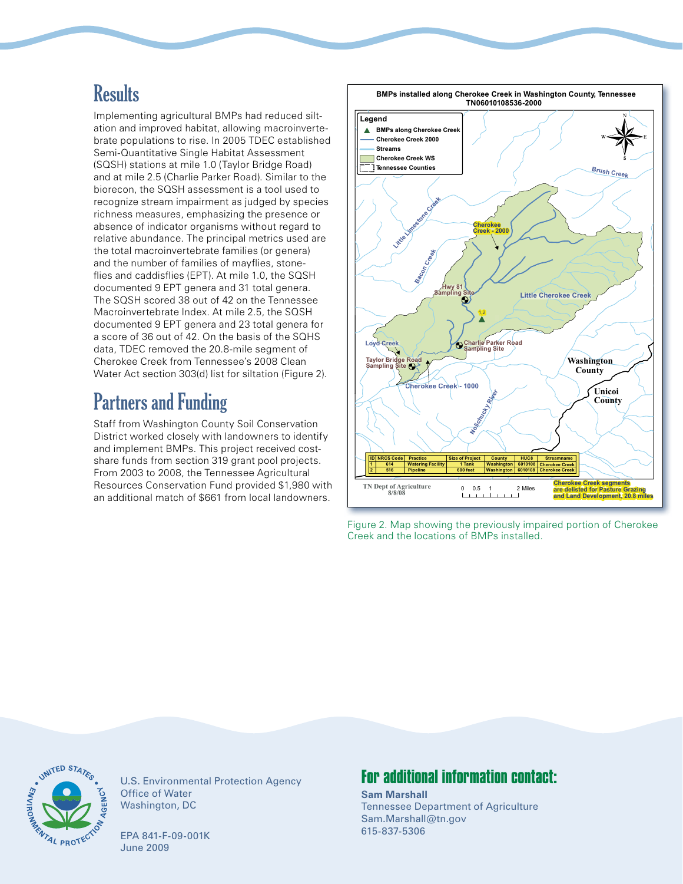# Results

Implementing agricultural BMPs had reduced siltation and improved habitat, allowing macroinvertebrate populations to rise. In 2005 TDEC established Semi-Quantitative Single Habitat Assessment (SQSH) stations at mile 1.0 (Taylor Bridge Road) and at mile 2.5 (Charlie Parker Road). Similar to the biorecon, the SQSH assessment is a tool used to recognize stream impairment as judged by species richness measures, emphasizing the presence or absence of indicator organisms without regard to relative abundance. The principal metrics used are the total macroinvertebrate families (or genera) and the number of families of mayflies, stoneflies and caddisflies (EPT). At mile 1.0, the SQSH documented 9 EPT genera and 31 total genera. The SQSH scored 38 out of 42 on the Tennessee Macroinvertebrate Index. At mile 2.5, the SQSH documented 9 EPT genera and 23 total genera for a score of 36 out of 42. On the basis of the SQHS data, TDEC removed the 20.8-mile segment of Cherokee Creek from Tennessee's 2008 Clean Water Act section 303(d) list for siltation (Figure 2).

# Partners and Funding

Staff from Washington County Soil Conservation District worked closely with landowners to identify and implement BMPs. This project received cost-share funds from section 319 grant pool projects. From 2003 to 2008, the Tennessee Agricultural Resources Conservation Fund provided $1,980 with an additional match of $661 from local landowners.

BMPs installed along Cherokee Creek in Washington County, Tennessee
TN06010108536-2000

Legend
BMPs along Cherokee Creek
Cherokee Creek 2000
Streams
Cherokee Creek WS
Tennessee Counties

Brush Creek
Little Limestone Creek
Cherokee Creek - 2000
Bacon Creek
Hwy 81 Sampling Site
Little Cherokee Creek
1,2
Loyd Creek
Charlie Parker Road Sampling Site
Taylor Bridge Road Sampling Site
Washington County
Cherokee Creek - 1000
Nolichucky River
Unicoi County

| ID | NRCS Code | Practice | Size of Project | County | HUC8 | Streamname |
|---|---|---|---|---|---|---|
| 1 | 614 | Watering Facility | 1 Tank | Washington | 6010108 | Cherokee Creek |
| 2 | 516 | Pipeline | 600 feet | Washington | 6010108 | Cherokee Creek |

TN Dept of Agriculture
8/8/08
0 0.5 1 2 Miles
Cherokee Creek segments are delisted for Pasture Grazing and Land Development, 20.8 miles

Figure 2. Map showing the previously impaired portion of Cherokee Creek and the locations of BMPs installed.

U.S. Environmental Protection Agency
Office of Water
Washington, DC

EPA 841-F-09-001K
June 2009

## For additional information contact:

**Sam Marshall**
Tennessee Department of Agriculture
Sam.Marshall@tn.gov
615-837-5306